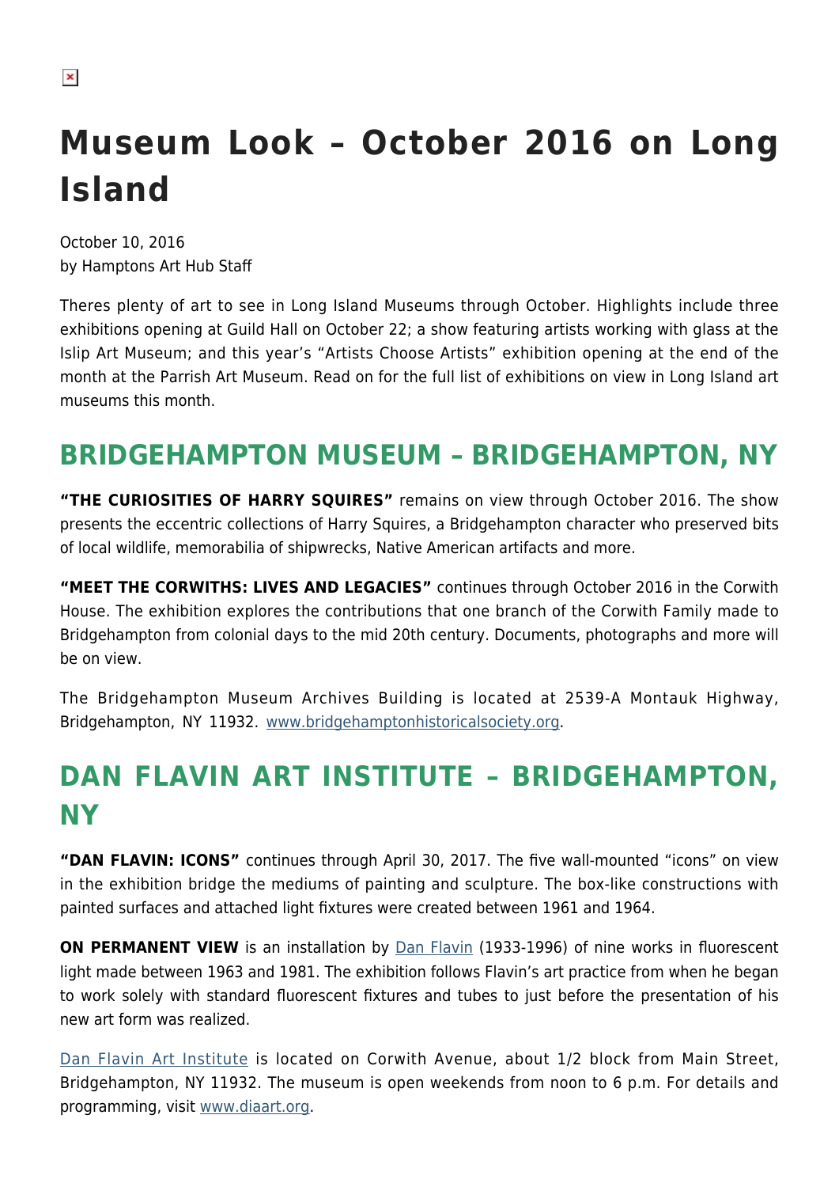# Museum Look – October 2016 on Long Island

October 10, 2016
by Hamptons Art Hub Staff

Theres plenty of art to see in Long Island Museums through October. Highlights include three exhibitions opening at Guild Hall on October 22; a show featuring artists working with glass at the Islip Art Museum; and this year's "Artists Choose Artists" exhibition opening at the end of the month at the Parrish Art Museum. Read on for the full list of exhibitions on view in Long Island art museums this month.

## BRIDGEHAMPTON MUSEUM – BRIDGEHAMPTON, NY

**"THE CURIOSITIES OF HARRY SQUIRES"** remains on view through October 2016. The show presents the eccentric collections of Harry Squires, a Bridgehampton character who preserved bits of local wildlife, memorabilia of shipwrecks, Native American artifacts and more.

**"MEET THE CORWITHS: LIVES AND LEGACIES"** continues through October 2016 in the Corwith House. The exhibition explores the contributions that one branch of the Corwith Family made to Bridgehampton from colonial days to the mid 20th century. Documents, photographs and more will be on view.

The Bridgehampton Museum Archives Building is located at 2539-A Montauk Highway, Bridgehampton, NY 11932. www.bridgehamptonhistoricalsociety.org.

## DAN FLAVIN ART INSTITUTE – BRIDGEHAMPTON, NY

**"DAN FLAVIN: ICONS"** continues through April 30, 2017. The five wall-mounted "icons" on view in the exhibition bridge the mediums of painting and sculpture. The box-like constructions with painted surfaces and attached light fixtures were created between 1961 and 1964.

**ON PERMANENT VIEW** is an installation by Dan Flavin (1933-1996) of nine works in fluorescent light made between 1963 and 1981. The exhibition follows Flavin's art practice from when he began to work solely with standard fluorescent fixtures and tubes to just before the presentation of his new art form was realized.

Dan Flavin Art Institute is located on Corwith Avenue, about 1/2 block from Main Street, Bridgehampton, NY 11932. The museum is open weekends from noon to 6 p.m. For details and programming, visit www.diaart.org.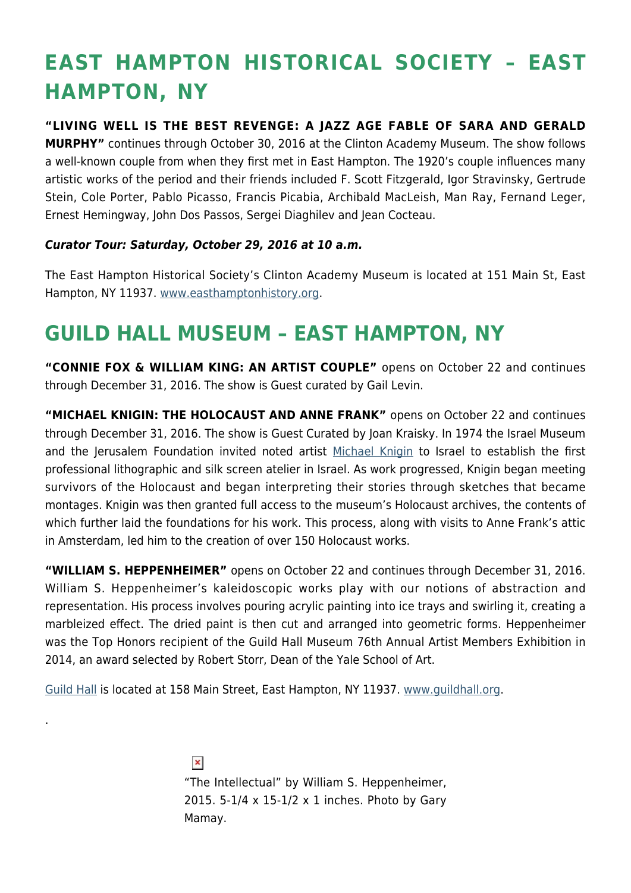## EAST HAMPTON HISTORICAL SOCIETY – EAST HAMPTON, NY

**"LIVING WELL IS THE BEST REVENGE: A JAZZ AGE FABLE OF SARA AND GERALD MURPHY"** continues through October 30, 2016 at the Clinton Academy Museum. The show follows a well-known couple from when they first met in East Hampton. The 1920's couple influences many artistic works of the period and their friends included F. Scott Fitzgerald, Igor Stravinsky, Gertrude Stein, Cole Porter, Pablo Picasso, Francis Picabia, Archibald MacLeish, Man Ray, Fernand Leger, Ernest Hemingway, John Dos Passos, Sergei Diaghilev and Jean Cocteau.

***Curator Tour: Saturday, October 29, 2016 at 10 a.m.***

The East Hampton Historical Society's Clinton Academy Museum is located at 151 Main St, East Hampton, NY 11937. www.easthamptonhistory.org.

## GUILD HALL MUSEUM – EAST HAMPTON, NY

**"CONNIE FOX & WILLIAM KING: AN ARTIST COUPLE"** opens on October 22 and continues through December 31, 2016. The show is Guest curated by Gail Levin.

**"MICHAEL KNIGIN: THE HOLOCAUST AND ANNE FRANK"** opens on October 22 and continues through December 31, 2016. The show is Guest Curated by Joan Kraisky. In 1974 the Israel Museum and the Jerusalem Foundation invited noted artist Michael Knigin to Israel to establish the first professional lithographic and silk screen atelier in Israel. As work progressed, Knigin began meeting survivors of the Holocaust and began interpreting their stories through sketches that became montages. Knigin was then granted full access to the museum's Holocaust archives, the contents of which further laid the foundations for his work. This process, along with visits to Anne Frank's attic in Amsterdam, led him to the creation of over 150 Holocaust works.

**"WILLIAM S. HEPPENHEIMER"** opens on October 22 and continues through December 31, 2016. William S. Heppenheimer's kaleidoscopic works play with our notions of abstraction and representation. His process involves pouring acrylic painting into ice trays and swirling it, creating a marbleized effect. The dried paint is then cut and arranged into geometric forms. Heppenheimer was the Top Honors recipient of the Guild Hall Museum 76th Annual Artist Members Exhibition in 2014, an award selected by Robert Storr, Dean of the Yale School of Art.

Guild Hall is located at 158 Main Street, East Hampton, NY 11937. www.guildhall.org.

.

"The Intellectual" by William S. Heppenheimer, 2015. 5-1/4 x 15-1/2 x 1 inches. Photo by Gary Mamay.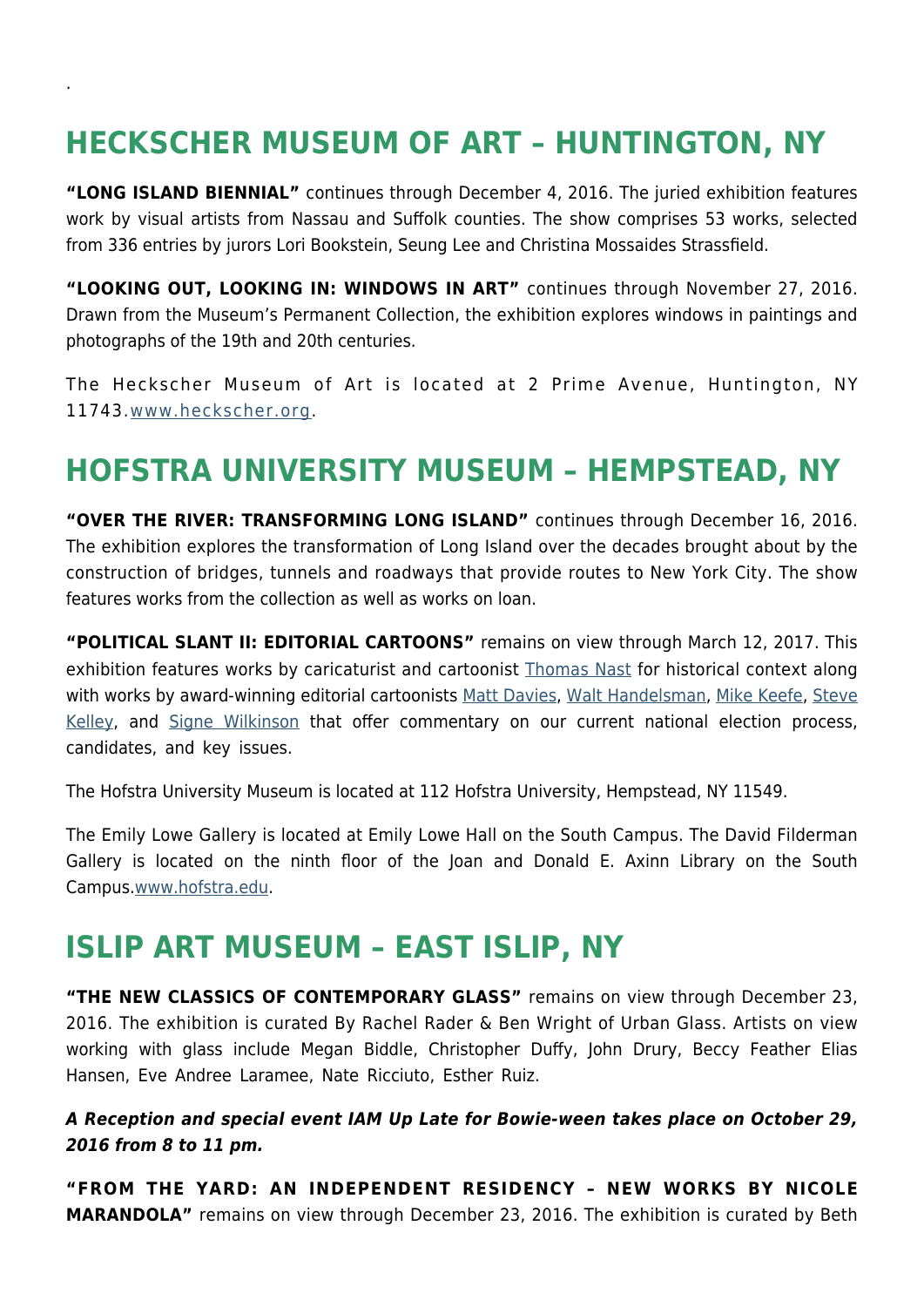.

## HECKSCHER MUSEUM OF ART – HUNTINGTON, NY

**"LONG ISLAND BIENNIAL"** continues through December 4, 2016. The juried exhibition features work by visual artists from Nassau and Suffolk counties. The show comprises 53 works, selected from 336 entries by jurors Lori Bookstein, Seung Lee and Christina Mossaides Strassfield.

**"LOOKING OUT, LOOKING IN: WINDOWS IN ART"** continues through November 27, 2016. Drawn from the Museum's Permanent Collection, the exhibition explores windows in paintings and photographs of the 19th and 20th centuries.

The Heckscher Museum of Art is located at 2 Prime Avenue, Huntington, NY 11743.www.heckscher.org.

## HOFSTRA UNIVERSITY MUSEUM – HEMPSTEAD, NY

**"OVER THE RIVER: TRANSFORMING LONG ISLAND"** continues through December 16, 2016. The exhibition explores the transformation of Long Island over the decades brought about by the construction of bridges, tunnels and roadways that provide routes to New York City. The show features works from the collection as well as works on loan.

**"POLITICAL SLANT II: EDITORIAL CARTOONS"** remains on view through March 12, 2017. This exhibition features works by caricaturist and cartoonist Thomas Nast for historical context along with works by award-winning editorial cartoonists Matt Davies, Walt Handelsman, Mike Keefe, Steve Kelley, and Signe Wilkinson that offer commentary on our current national election process, candidates, and key issues.

The Hofstra University Museum is located at 112 Hofstra University, Hempstead, NY 11549.

The Emily Lowe Gallery is located at Emily Lowe Hall on the South Campus. The David Filderman Gallery is located on the ninth floor of the Joan and Donald E. Axinn Library on the South Campus.www.hofstra.edu.

## ISLIP ART MUSEUM – EAST ISLIP, NY

**"THE NEW CLASSICS OF CONTEMPORARY GLASS"** remains on view through December 23, 2016. The exhibition is curated By Rachel Rader & Ben Wright of Urban Glass. Artists on view working with glass include Megan Biddle, Christopher Duffy, John Drury, Beccy Feather Elias Hansen, Eve Andree Laramee, Nate Ricciuto, Esther Ruiz.

***A Reception and special event IAM Up Late for Bowie-ween takes place on October 29, 2016 from 8 to 11 pm.***

**"FROM THE YARD: AN INDEPENDENT RESIDENCY – NEW WORKS BY NICOLE MARANDOLA"** remains on view through December 23, 2016. The exhibition is curated by Beth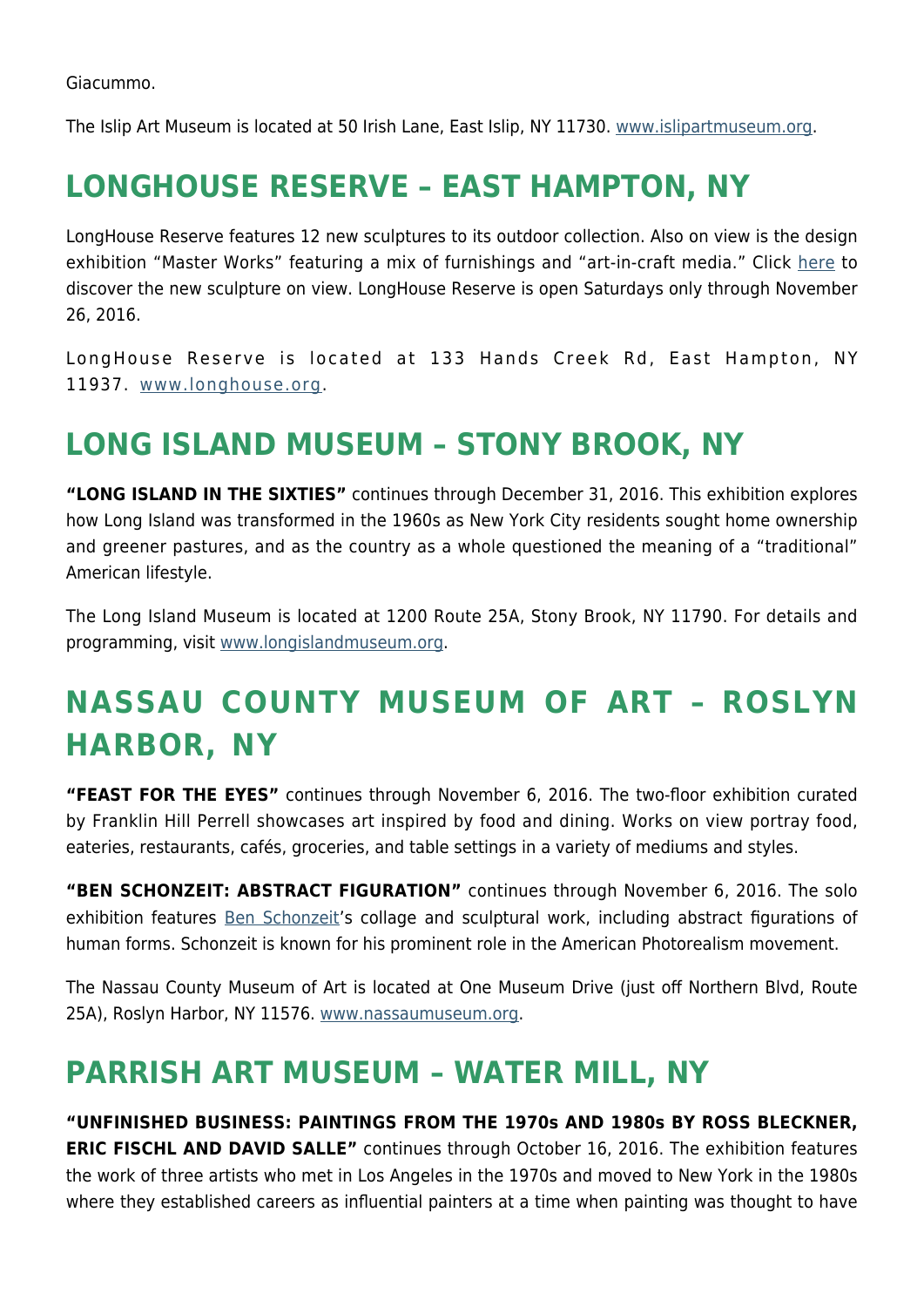Giacummo.

The Islip Art Museum is located at 50 Irish Lane, East Islip, NY 11730. [www.islipartmuseum.org](http://www.islipartmuseum.org).

## LONGHOUSE RESERVE – EAST HAMPTON, NY

LongHouse Reserve features 12 new sculptures to its outdoor collection. Also on view is the design exhibition "Master Works" featuring a mix of furnishings and "art-in-craft media." Click here to discover the new sculpture on view. LongHouse Reserve is open Saturdays only through November 26, 2016.

LongHouse Reserve is located at 133 Hands Creek Rd, East Hampton, NY 11937. [www.longhouse.org](http://www.longhouse.org).

## LONG ISLAND MUSEUM – STONY BROOK, NY

**"LONG ISLAND IN THE SIXTIES"** continues through December 31, 2016. This exhibition explores how Long Island was transformed in the 1960s as New York City residents sought home ownership and greener pastures, and as the country as a whole questioned the meaning of a "traditional" American lifestyle.

The Long Island Museum is located at 1200 Route 25A, Stony Brook, NY 11790. For details and programming, visit [www.longislandmuseum.org](http://www.longislandmuseum.org).

## NASSAU COUNTY MUSEUM OF ART – ROSLYN HARBOR, NY

**"FEAST FOR THE EYES"** continues through November 6, 2016. The two-floor exhibition curated by Franklin Hill Perrell showcases art inspired by food and dining. Works on view portray food, eateries, restaurants, cafés, groceries, and table settings in a variety of mediums and styles.

**"BEN SCHONZEIT: ABSTRACT FIGURATION"** continues through November 6, 2016. The solo exhibition features Ben Schonzeit's collage and sculptural work, including abstract figurations of human forms. Schonzeit is known for his prominent role in the American Photorealism movement.

The Nassau County Museum of Art is located at One Museum Drive (just off Northern Blvd, Route 25A), Roslyn Harbor, NY 11576. [www.nassaumuseum.org](http://www.nassaumuseum.org).

## PARRISH ART MUSEUM – WATER MILL, NY

**"UNFINISHED BUSINESS: PAINTINGS FROM THE 1970s AND 1980s BY ROSS BLECKNER, ERIC FISCHL AND DAVID SALLE"** continues through October 16, 2016. The exhibition features the work of three artists who met in Los Angeles in the 1970s and moved to New York in the 1980s where they established careers as influential painters at a time when painting was thought to have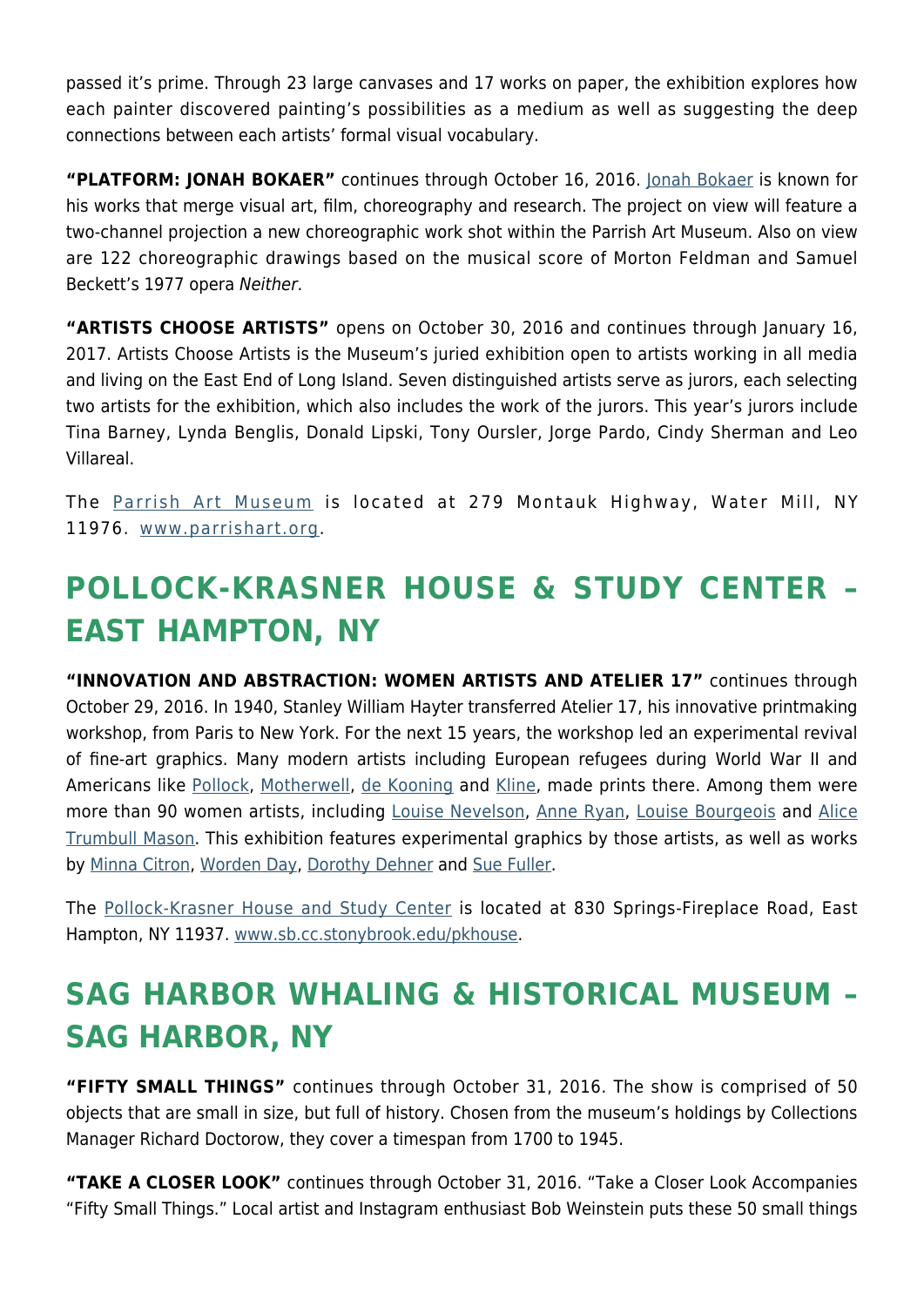passed it's prime. Through 23 large canvases and 17 works on paper, the exhibition explores how each painter discovered painting's possibilities as a medium as well as suggesting the deep connections between each artists' formal visual vocabulary.

**"PLATFORM: JONAH BOKAER"** continues through October 16, 2016. Jonah Bokaer is known for his works that merge visual art, film, choreography and research. The project on view will feature a two-channel projection a new choreographic work shot within the Parrish Art Museum. Also on view are 122 choreographic drawings based on the musical score of Morton Feldman and Samuel Beckett's 1977 opera *Neither*.

**"ARTISTS CHOOSE ARTISTS"** opens on October 30, 2016 and continues through January 16, 2017. Artists Choose Artists is the Museum's juried exhibition open to artists working in all media and living on the East End of Long Island. Seven distinguished artists serve as jurors, each selecting two artists for the exhibition, which also includes the work of the jurors. This year's jurors include Tina Barney, Lynda Benglis, Donald Lipski, Tony Oursler, Jorge Pardo, Cindy Sherman and Leo Villareal.

The Parrish Art Museum is located at 279 Montauk Highway, Water Mill, NY 11976. www.parrishart.org.

## POLLOCK-KRASNER HOUSE & STUDY CENTER – EAST HAMPTON, NY

**"INNOVATION AND ABSTRACTION: WOMEN ARTISTS AND ATELIER 17"** continues through October 29, 2016. In 1940, Stanley William Hayter transferred Atelier 17, his innovative printmaking workshop, from Paris to New York. For the next 15 years, the workshop led an experimental revival of fine-art graphics. Many modern artists including European refugees during World War II and Americans like Pollock, Motherwell, de Kooning and Kline, made prints there. Among them were more than 90 women artists, including Louise Nevelson, Anne Ryan, Louise Bourgeois and Alice Trumbull Mason. This exhibition features experimental graphics by those artists, as well as works by Minna Citron, Worden Day, Dorothy Dehner and Sue Fuller.

The Pollock-Krasner House and Study Center is located at 830 Springs-Fireplace Road, East Hampton, NY 11937. www.sb.cc.stonybrook.edu/pkhouse.

## SAG HARBOR WHALING & HISTORICAL MUSEUM – SAG HARBOR, NY

**"FIFTY SMALL THINGS"** continues through October 31, 2016. The show is comprised of 50 objects that are small in size, but full of history. Chosen from the museum's holdings by Collections Manager Richard Doctorow, they cover a timespan from 1700 to 1945.

**"TAKE A CLOSER LOOK"** continues through October 31, 2016. "Take a Closer Look Accompanies "Fifty Small Things." Local artist and Instagram enthusiast Bob Weinstein puts these 50 small things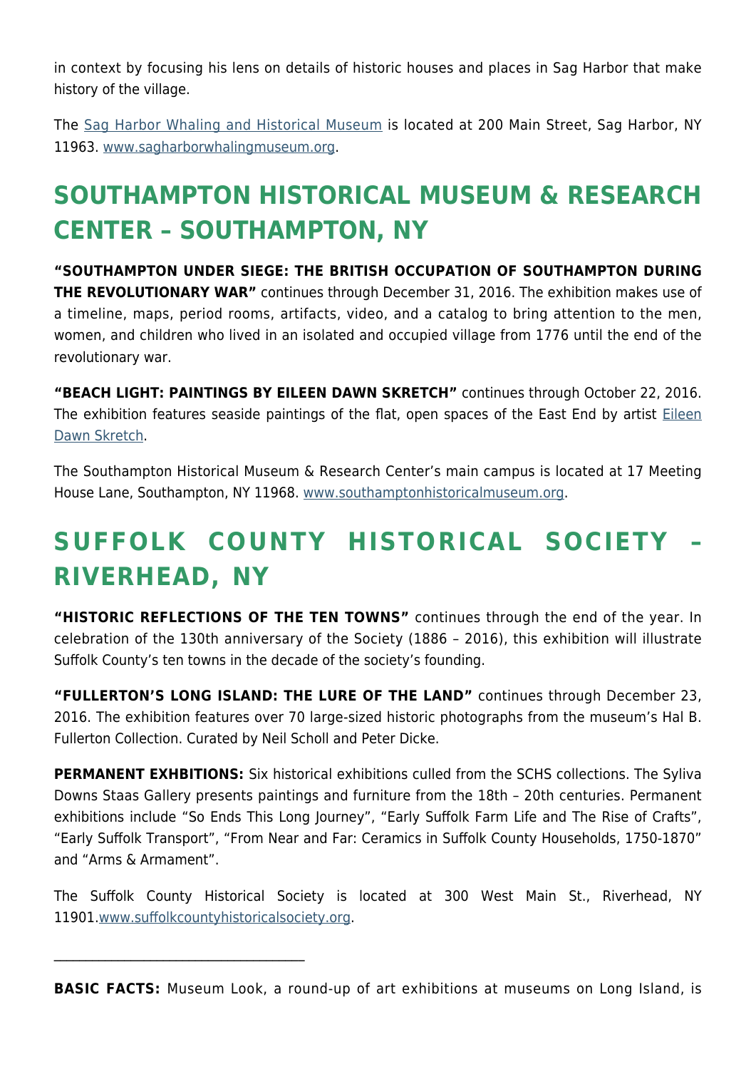in context by focusing his lens on details of historic houses and places in Sag Harbor that make history of the village.

The Sag Harbor Whaling and Historical Museum is located at 200 Main Street, Sag Harbor, NY 11963. www.sagharborwhalingmuseum.org.

## SOUTHAMPTON HISTORICAL MUSEUM & RESEARCH CENTER – SOUTHAMPTON, NY

**"SOUTHAMPTON UNDER SIEGE: THE BRITISH OCCUPATION OF SOUTHAMPTON DURING THE REVOLUTIONARY WAR"** continues through December 31, 2016. The exhibition makes use of a timeline, maps, period rooms, artifacts, video, and a catalog to bring attention to the men, women, and children who lived in an isolated and occupied village from 1776 until the end of the revolutionary war.

**"BEACH LIGHT: PAINTINGS BY EILEEN DAWN SKRETCH"** continues through October 22, 2016. The exhibition features seaside paintings of the flat, open spaces of the East End by artist Eileen Dawn Skretch.

The Southampton Historical Museum & Research Center's main campus is located at 17 Meeting House Lane, Southampton, NY 11968. www.southamptonhistoricalmuseum.org.

## SUFFOLK COUNTY HISTORICAL SOCIETY – RIVERHEAD, NY

**"HISTORIC REFLECTIONS OF THE TEN TOWNS"** continues through the end of the year. In celebration of the 130th anniversary of the Society (1886 – 2016), this exhibition will illustrate Suffolk County's ten towns in the decade of the society's founding.

**"FULLERTON'S LONG ISLAND: THE LURE OF THE LAND"** continues through December 23, 2016. The exhibition features over 70 large-sized historic photographs from the museum's Hal B. Fullerton Collection. Curated by Neil Scholl and Peter Dicke.

**PERMANENT EXHBITIONS:** Six historical exhibitions culled from the SCHS collections. The Syliva Downs Staas Gallery presents paintings and furniture from the 18th – 20th centuries. Permanent exhibitions include "So Ends This Long Journey", "Early Suffolk Farm Life and The Rise of Crafts", "Early Suffolk Transport", "From Near and Far: Ceramics in Suffolk County Households, 1750-1870" and "Arms & Armament".

The Suffolk County Historical Society is located at 300 West Main St., Riverhead, NY 11901.www.suffolkcountyhistoricalsociety.org.

---

**BASIC FACTS:** Museum Look, a round-up of art exhibitions at museums on Long Island, is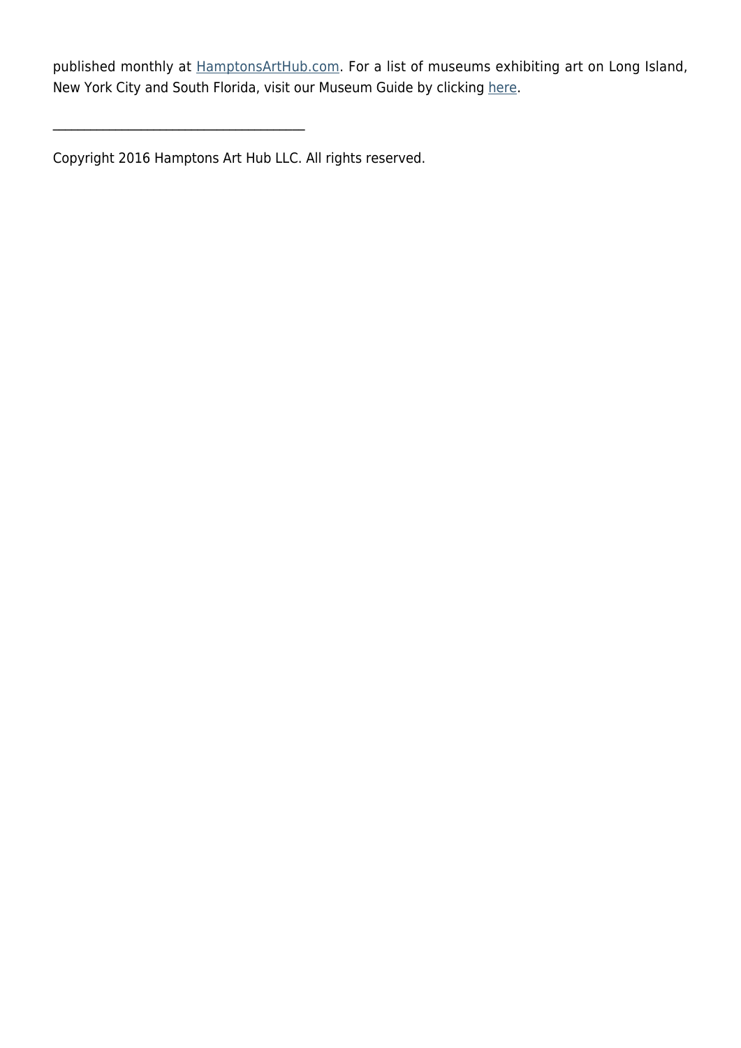published monthly at HamptonsArtHub.com. For a list of museums exhibiting art on Long Island, New York City and South Florida, visit our Museum Guide by clicking here.

---

Copyright 2016 Hamptons Art Hub LLC. All rights reserved.